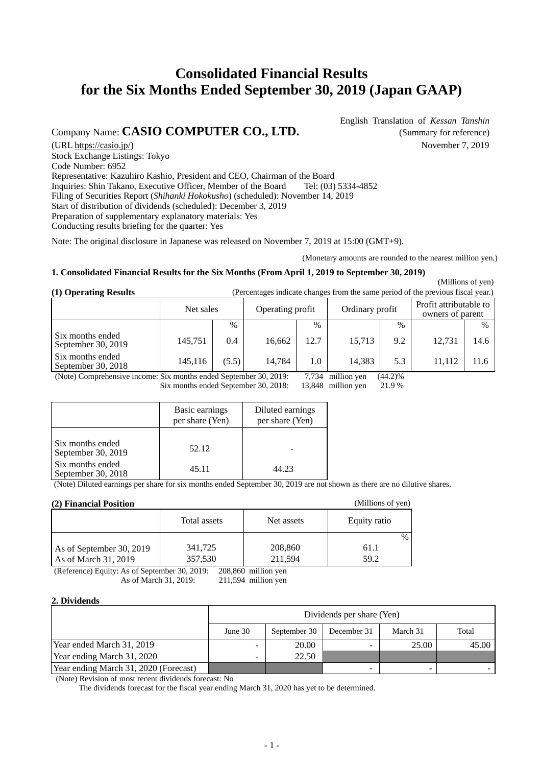# Consolidated Financial Results for the Six Months Ended September 30, 2019 (Japan GAAP)

English Translation of *Kessan Tanshin*
(Summary for reference)
November 7, 2019

Company Name: **CASIO COMPUTER CO., LTD.**
(URL https://casio.jp/)
Stock Exchange Listings: Tokyo
Code Number: 6952
Representative: Kazuhiro Kashio, President and CEO, Chairman of the Board
Inquiries: Shin Takano, Executive Officer, Member of the Board Tel: (03) 5334-4852
Filing of Securities Report (*Shihanki Hokokusho*) (scheduled): November 14, 2019
Start of distribution of dividends (scheduled): December 3, 2019
Preparation of supplementary explanatory materials: Yes
Conducting results briefing for the quarter: Yes

Note: The original disclosure in Japanese was released on November 7, 2019 at 15:00 (GMT+9).

(Monetary amounts are rounded to the nearest million yen.)

### 1. Consolidated Financial Results for the Six Months (From April 1, 2019 to September 30, 2019)

(Millions of yen)

**(1) Operating Results** (Percentages indicate changes from the same period of the previous fiscal year.)

| | Net sales | | Operating profit | | Ordinary profit | | Profit attributable to owners of parent | |
|---|---|---|---|---|---|---|---|---|
| | | % | | % | | % | | % |
| Six months ended September 30, 2019 | 145,751 | 0.4 | 16,662 | 12.7 | 15,713 | 9.2 | 12,731 | 14.6 |
| Six months ended September 30, 2018 | 145,116 | (5.5) | 14,784 | 1.0 | 14,383 | 5.3 | 11,112 | 11.6 |

(Note) Comprehensive income: Six months ended September 30, 2019: 7,734 million yen (44.2)%
Six months ended September 30, 2018: 13,848 million yen 21.9 %

| | Basic earnings per share (Yen) | Diluted earnings per share (Yen) |
|---|---|---|
| Six months ended September 30, 2019 | 52.12 | - |
| Six months ended September 30, 2018 | 45.11 | 44.23 |

(Note) Diluted earnings per share for six months ended September 30, 2019 are not shown as there are no dilutive shares.

**(2) Financial Position**

(Millions of yen)

| | Total assets | Net assets | Equity ratio |
|---|---|---|---|
| | | | % |
| As of September 30, 2019 | 341,725 | 208,860 | 61.1 |
| As of March 31, 2019 | 357,530 | 211,594 | 59.2 |

(Reference) Equity: As of September 30, 2019: 208,860 million yen
As of March 31, 2019: 211,594 million yen

### 2. Dividends

| | Dividends per share (Yen) | | | | |
|---|---|---|---|---|---|
| | June 30 | September 30 | December 31 | March 31 | Total |
| Year ended March 31, 2019 | - | 20.00 | - | 25.00 | 45.00 |
| Year ending March 31, 2020 | - | 22.50 | | | |
| Year ending March 31, 2020 (Forecast) | | | - | - | - |

(Note) Revision of most recent dividends forecast: No
The dividends forecast for the fiscal year ending March 31, 2020 has yet to be determined.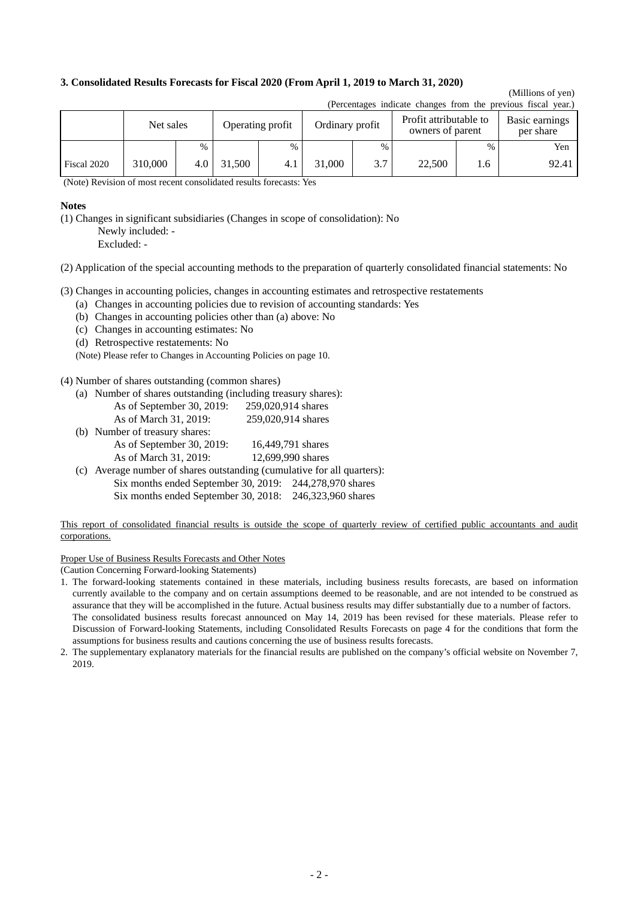### 3. Consolidated Results Forecasts for Fiscal 2020 (From April 1, 2019 to March 31, 2020)

(Millions of yen)

(Percentages indicate changes from the previous fiscal year.)

| | Net sales | | Operating profit | | Ordinary profit | | Profit attributable to owners of parent | | Basic earnings per share |
|---|---|---|---|---|---|---|---|---|---|
| | | % | | % | | % | | % | Yen |
| Fiscal 2020 | 310,000 | 4.0 | 31,500 | 4.1 | 31,000 | 3.7 | 22,500 | 1.6 | 92.41 |

(Note) Revision of most recent consolidated results forecasts: Yes

**Notes**

(1) Changes in significant subsidiaries (Changes in scope of consolidation): No
 Newly included: -
 Excluded: -

(2) Application of the special accounting methods to the preparation of quarterly consolidated financial statements: No

(3) Changes in accounting policies, changes in accounting estimates and retrospective restatements
 (a) Changes in accounting policies due to revision of accounting standards: Yes
 (b) Changes in accounting policies other than (a) above: No
 (c) Changes in accounting estimates: No
 (d) Retrospective restatements: No
 (Note) Please refer to Changes in Accounting Policies on page 10.

(4) Number of shares outstanding (common shares)
 (a) Number of shares outstanding (including treasury shares):
  As of September 30, 2019: 259,020,914 shares
  As of March 31, 2019: 259,020,914 shares
 (b) Number of treasury shares:
  As of September 30, 2019: 16,449,791 shares
  As of March 31, 2019: 12,699,990 shares
 (c) Average number of shares outstanding (cumulative for all quarters):
  Six months ended September 30, 2019: 244,278,970 shares
  Six months ended September 30, 2018: 246,323,960 shares

This report of consolidated financial results is outside the scope of quarterly review of certified public accountants and audit corporations.

Proper Use of Business Results Forecasts and Other Notes

(Caution Concerning Forward-looking Statements)

1. The forward-looking statements contained in these materials, including business results forecasts, are based on information currently available to the company and on certain assumptions deemed to be reasonable, and are not intended to be construed as assurance that they will be accomplished in the future. Actual business results may differ substantially due to a number of factors. The consolidated business results forecast announced on May 14, 2019 has been revised for these materials. Please refer to Discussion of Forward-looking Statements, including Consolidated Results Forecasts on page 4 for the conditions that form the assumptions for business results and cautions concerning the use of business results forecasts.
2. The supplementary explanatory materials for the financial results are published on the company's official website on November 7, 2019.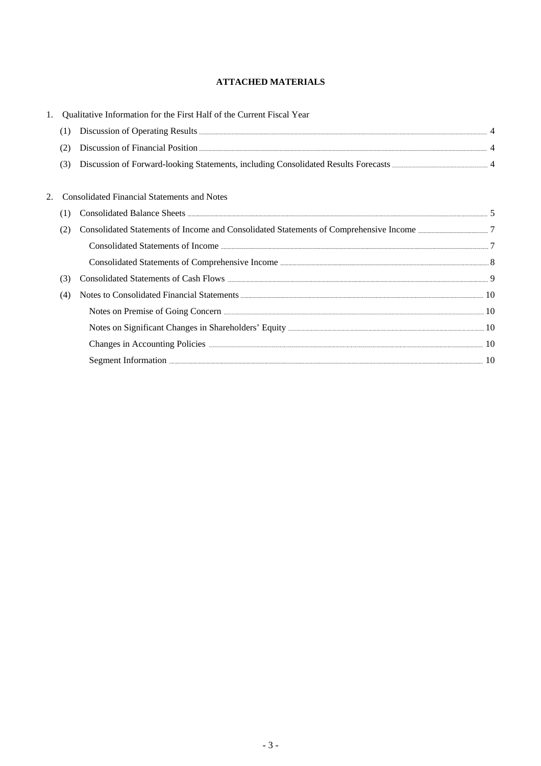# ATTACHED MATERIALS

1. Qualitative Information for the First Half of the Current Fiscal Year
   - (1) Discussion of Operating Results ..... 4
   - (2) Discussion of Financial Position ..... 4
   - (3) Discussion of Forward-looking Statements, including Consolidated Results Forecasts ..... 4

2. Consolidated Financial Statements and Notes
   - (1) Consolidated Balance Sheets ..... 5
   - (2) Consolidated Statements of Income and Consolidated Statements of Comprehensive Income ..... 7
     - Consolidated Statements of Income ..... 7
     - Consolidated Statements of Comprehensive Income ..... 8
   - (3) Consolidated Statements of Cash Flows ..... 9
   - (4) Notes to Consolidated Financial Statements ..... 10
     - Notes on Premise of Going Concern ..... 10
     - Notes on Significant Changes in Shareholders' Equity ..... 10
     - Changes in Accounting Policies ..... 10
     - Segment Information ..... 10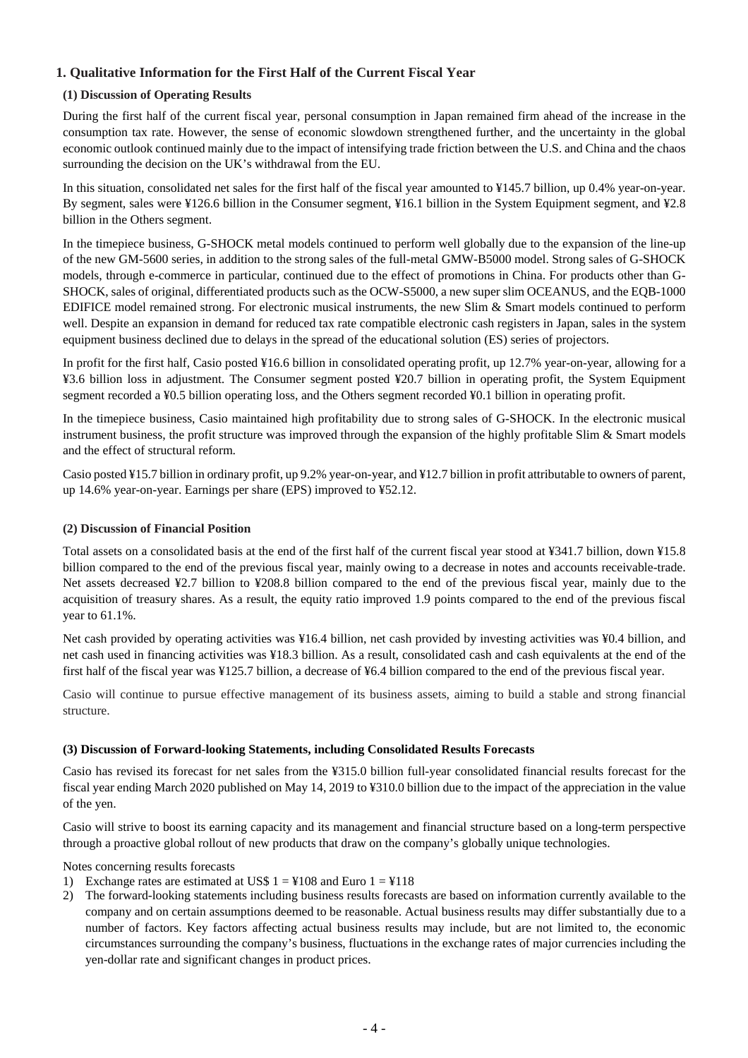## 1. Qualitative Information for the First Half of the Current Fiscal Year

### (1) Discussion of Operating Results

During the first half of the current fiscal year, personal consumption in Japan remained firm ahead of the increase in the consumption tax rate. However, the sense of economic slowdown strengthened further, and the uncertainty in the global economic outlook continued mainly due to the impact of intensifying trade friction between the U.S. and China and the chaos surrounding the decision on the UK's withdrawal from the EU.

In this situation, consolidated net sales for the first half of the fiscal year amounted to ¥145.7 billion, up 0.4% year-on-year. By segment, sales were ¥126.6 billion in the Consumer segment, ¥16.1 billion in the System Equipment segment, and ¥2.8 billion in the Others segment.

In the timepiece business, G-SHOCK metal models continued to perform well globally due to the expansion of the line-up of the new GM-5600 series, in addition to the strong sales of the full-metal GMW-B5000 model. Strong sales of G-SHOCK models, through e-commerce in particular, continued due to the effect of promotions in China. For products other than G-SHOCK, sales of original, differentiated products such as the OCW-S5000, a new super slim OCEANUS, and the EQB-1000 EDIFICE model remained strong. For electronic musical instruments, the new Slim & Smart models continued to perform well. Despite an expansion in demand for reduced tax rate compatible electronic cash registers in Japan, sales in the system equipment business declined due to delays in the spread of the educational solution (ES) series of projectors.

In profit for the first half, Casio posted ¥16.6 billion in consolidated operating profit, up 12.7% year-on-year, allowing for a ¥3.6 billion loss in adjustment. The Consumer segment posted ¥20.7 billion in operating profit, the System Equipment segment recorded a ¥0.5 billion operating loss, and the Others segment recorded ¥0.1 billion in operating profit.

In the timepiece business, Casio maintained high profitability due to strong sales of G-SHOCK. In the electronic musical instrument business, the profit structure was improved through the expansion of the highly profitable Slim & Smart models and the effect of structural reform.

Casio posted ¥15.7 billion in ordinary profit, up 9.2% year-on-year, and ¥12.7 billion in profit attributable to owners of parent, up 14.6% year-on-year. Earnings per share (EPS) improved to ¥52.12.

### (2) Discussion of Financial Position

Total assets on a consolidated basis at the end of the first half of the current fiscal year stood at ¥341.7 billion, down ¥15.8 billion compared to the end of the previous fiscal year, mainly owing to a decrease in notes and accounts receivable-trade. Net assets decreased ¥2.7 billion to ¥208.8 billion compared to the end of the previous fiscal year, mainly due to the acquisition of treasury shares. As a result, the equity ratio improved 1.9 points compared to the end of the previous fiscal year to 61.1%.

Net cash provided by operating activities was ¥16.4 billion, net cash provided by investing activities was ¥0.4 billion, and net cash used in financing activities was ¥18.3 billion. As a result, consolidated cash and cash equivalents at the end of the first half of the fiscal year was ¥125.7 billion, a decrease of ¥6.4 billion compared to the end of the previous fiscal year.

Casio will continue to pursue effective management of its business assets, aiming to build a stable and strong financial structure.

### (3) Discussion of Forward-looking Statements, including Consolidated Results Forecasts

Casio has revised its forecast for net sales from the ¥315.0 billion full-year consolidated financial results forecast for the fiscal year ending March 2020 published on May 14, 2019 to ¥310.0 billion due to the impact of the appreciation in the value of the yen.

Casio will strive to boost its earning capacity and its management and financial structure based on a long-term perspective through a proactive global rollout of new products that draw on the company's globally unique technologies.

Notes concerning results forecasts

1) Exchange rates are estimated at US$ 1 = ¥108 and Euro 1 = ¥118
2) The forward-looking statements including business results forecasts are based on information currently available to the company and on certain assumptions deemed to be reasonable. Actual business results may differ substantially due to a number of factors. Key factors affecting actual business results may include, but are not limited to, the economic circumstances surrounding the company's business, fluctuations in the exchange rates of major currencies including the yen-dollar rate and significant changes in product prices.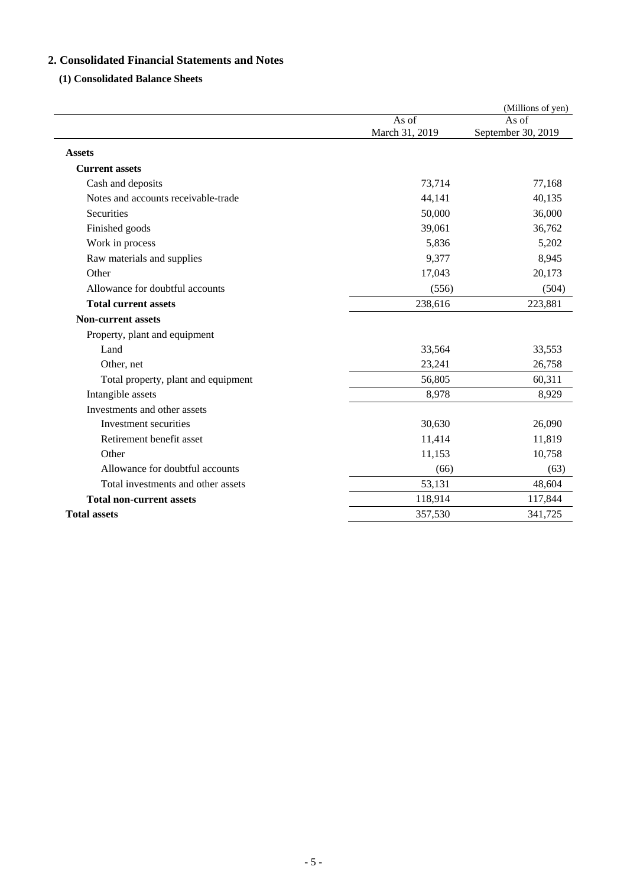## 2. Consolidated Financial Statements and Notes

### (1) Consolidated Balance Sheets

(Millions of yen)

| | As of March 31, 2019 | As of September 30, 2019 |
|---|---|---|
| **Assets** | | |
| **Current assets** | | |
| Cash and deposits | 73,714 | 77,168 |
| Notes and accounts receivable-trade | 44,141 | 40,135 |
| Securities | 50,000 | 36,000 |
| Finished goods | 39,061 | 36,762 |
| Work in process | 5,836 | 5,202 |
| Raw materials and supplies | 9,377 | 8,945 |
| Other | 17,043 | 20,173 |
| Allowance for doubtful accounts | (556) | (504) |
| **Total current assets** | 238,616 | 223,881 |
| **Non-current assets** | | |
| Property, plant and equipment | | |
| Land | 33,564 | 33,553 |
| Other, net | 23,241 | 26,758 |
| Total property, plant and equipment | 56,805 | 60,311 |
| Intangible assets | 8,978 | 8,929 |
| Investments and other assets | | |
| Investment securities | 30,630 | 26,090 |
| Retirement benefit asset | 11,414 | 11,819 |
| Other | 11,153 | 10,758 |
| Allowance for doubtful accounts | (66) | (63) |
| Total investments and other assets | 53,131 | 48,604 |
| **Total non-current assets** | 118,914 | 117,844 |
| **Total assets** | 357,530 | 341,725 |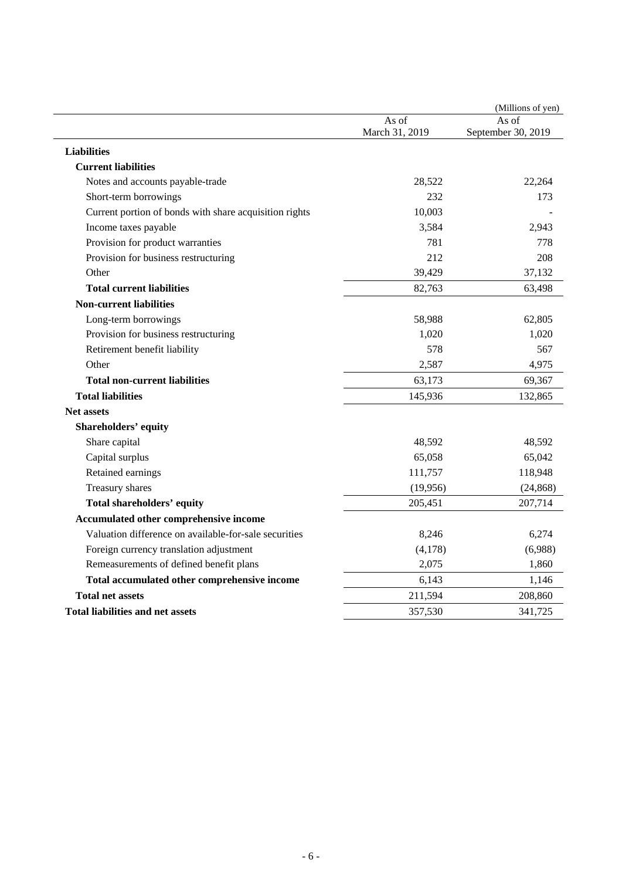(Millions of yen)

| | As of March 31, 2019 | As of September 30, 2019 |
|---|---|---|
| **Liabilities** | | |
| **Current liabilities** | | |
| Notes and accounts payable-trade | 28,522 | 22,264 |
| Short-term borrowings | 232 | 173 |
| Current portion of bonds with share acquisition rights | 10,003 | - |
| Income taxes payable | 3,584 | 2,943 |
| Provision for product warranties | 781 | 778 |
| Provision for business restructuring | 212 | 208 |
| Other | 39,429 | 37,132 |
| **Total current liabilities** | 82,763 | 63,498 |
| **Non-current liabilities** | | |
| Long-term borrowings | 58,988 | 62,805 |
| Provision for business restructuring | 1,020 | 1,020 |
| Retirement benefit liability | 578 | 567 |
| Other | 2,587 | 4,975 |
| **Total non-current liabilities** | 63,173 | 69,367 |
| **Total liabilities** | 145,936 | 132,865 |
| **Net assets** | | |
| **Shareholders' equity** | | |
| Share capital | 48,592 | 48,592 |
| Capital surplus | 65,058 | 65,042 |
| Retained earnings | 111,757 | 118,948 |
| Treasury shares | (19,956) | (24,868) |
| **Total shareholders' equity** | 205,451 | 207,714 |
| **Accumulated other comprehensive income** | | |
| Valuation difference on available-for-sale securities | 8,246 | 6,274 |
| Foreign currency translation adjustment | (4,178) | (6,988) |
| Remeasurements of defined benefit plans | 2,075 | 1,860 |
| **Total accumulated other comprehensive income** | 6,143 | 1,146 |
| **Total net assets** | 211,594 | 208,860 |
| **Total liabilities and net assets** | 357,530 | 341,725 |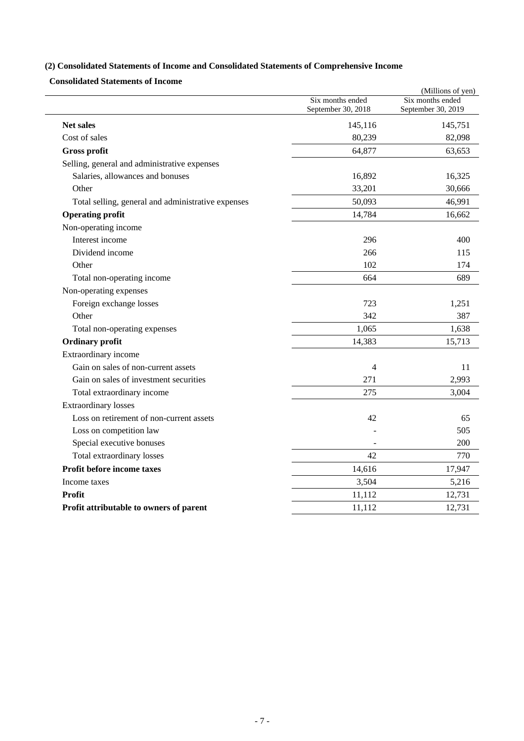### (2) Consolidated Statements of Income and Consolidated Statements of Comprehensive Income

#### Consolidated Statements of Income

(Millions of yen)

| | Six months ended September 30, 2018 | Six months ended September 30, 2019 |
|---|---|---|
| **Net sales** | 145,116 | 145,751 |
| Cost of sales | 80,239 | 82,098 |
| **Gross profit** | 64,877 | 63,653 |
| Selling, general and administrative expenses | | |
| Salaries, allowances and bonuses | 16,892 | 16,325 |
| Other | 33,201 | 30,666 |
| Total selling, general and administrative expenses | 50,093 | 46,991 |
| **Operating profit** | 14,784 | 16,662 |
| Non-operating income | | |
| Interest income | 296 | 400 |
| Dividend income | 266 | 115 |
| Other | 102 | 174 |
| Total non-operating income | 664 | 689 |
| Non-operating expenses | | |
| Foreign exchange losses | 723 | 1,251 |
| Other | 342 | 387 |
| Total non-operating expenses | 1,065 | 1,638 |
| **Ordinary profit** | 14,383 | 15,713 |
| Extraordinary income | | |
| Gain on sales of non-current assets | 4 | 11 |
| Gain on sales of investment securities | 271 | 2,993 |
| Total extraordinary income | 275 | 3,004 |
| Extraordinary losses | | |
| Loss on retirement of non-current assets | 42 | 65 |
| Loss on competition law | - | 505 |
| Special executive bonuses | - | 200 |
| Total extraordinary losses | 42 | 770 |
| **Profit before income taxes** | 14,616 | 17,947 |
| Income taxes | 3,504 | 5,216 |
| **Profit** | 11,112 | 12,731 |
| **Profit attributable to owners of parent** | 11,112 | 12,731 |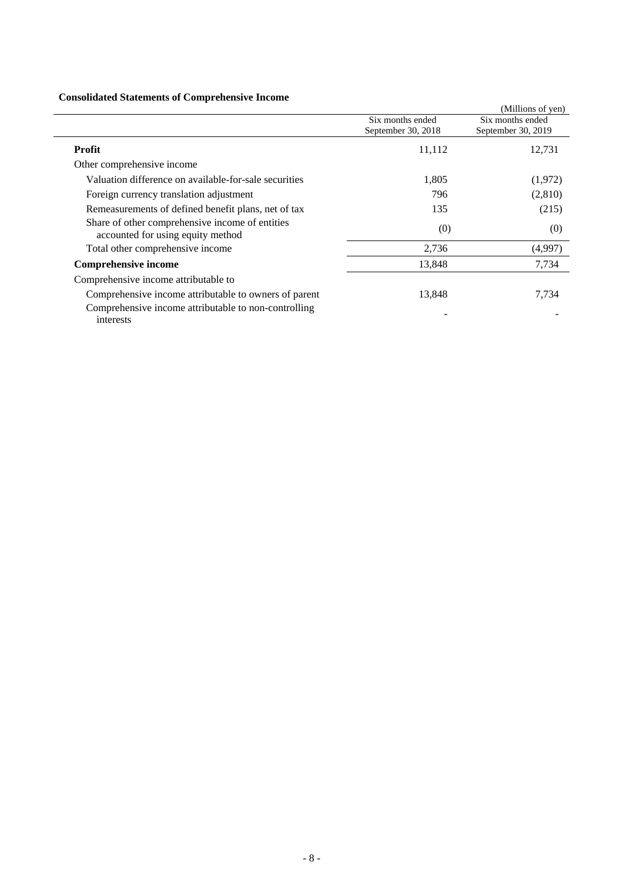**Consolidated Statements of Comprehensive Income**

(Millions of yen)

| | Six months ended September 30, 2018 | Six months ended September 30, 2019 |
|---|---|---|
| **Profit** | 11,112 | 12,731 |
| Other comprehensive income | | |
| Valuation difference on available-for-sale securities | 1,805 | (1,972) |
| Foreign currency translation adjustment | 796 | (2,810) |
| Remeasurements of defined benefit plans, net of tax | 135 | (215) |
| Share of other comprehensive income of entities accounted for using equity method | (0) | (0) |
| Total other comprehensive income | 2,736 | (4,997) |
| **Comprehensive income** | 13,848 | 7,734 |
| Comprehensive income attributable to | | |
| Comprehensive income attributable to owners of parent | 13,848 | 7,734 |
| Comprehensive income attributable to non-controlling interests | - | - |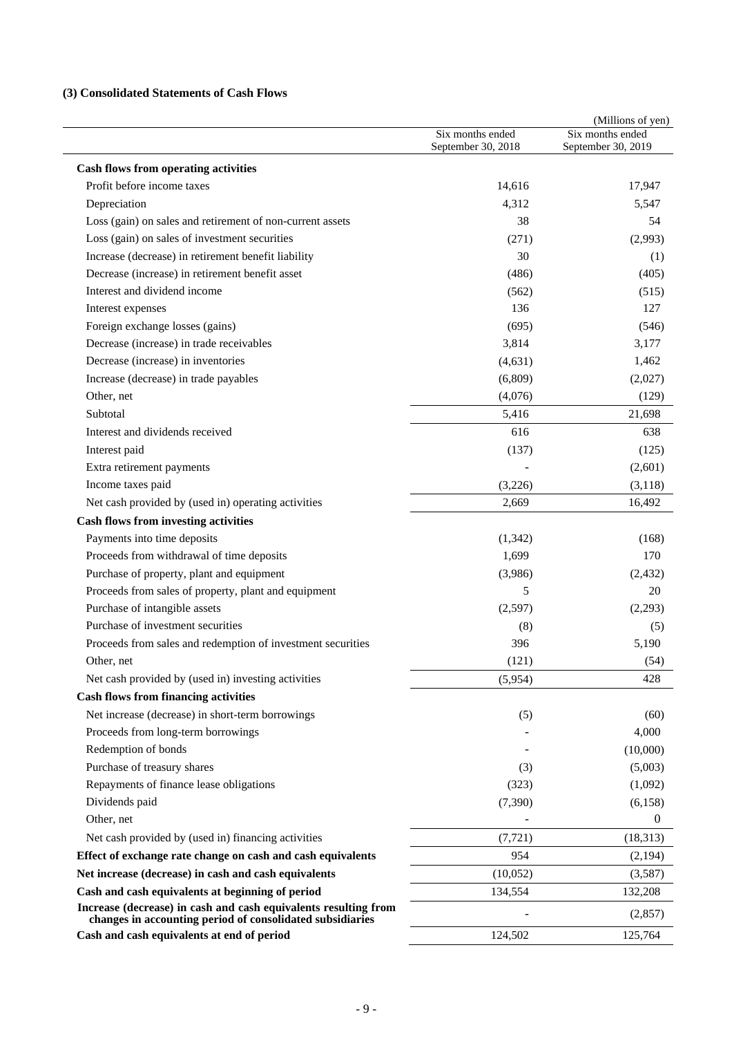### (3) Consolidated Statements of Cash Flows

(Millions of yen)

| | Six months ended September 30, 2018 | Six months ended September 30, 2019 |
|---|---|---|
| **Cash flows from operating activities** | | |
| Profit before income taxes | 14,616 | 17,947 |
| Depreciation | 4,312 | 5,547 |
| Loss (gain) on sales and retirement of non-current assets | 38 | 54 |
| Loss (gain) on sales of investment securities | (271) | (2,993) |
| Increase (decrease) in retirement benefit liability | 30 | (1) |
| Decrease (increase) in retirement benefit asset | (486) | (405) |
| Interest and dividend income | (562) | (515) |
| Interest expenses | 136 | 127 |
| Foreign exchange losses (gains) | (695) | (546) |
| Decrease (increase) in trade receivables | 3,814 | 3,177 |
| Decrease (increase) in inventories | (4,631) | 1,462 |
| Increase (decrease) in trade payables | (6,809) | (2,027) |
| Other, net | (4,076) | (129) |
| Subtotal | 5,416 | 21,698 |
| Interest and dividends received | 616 | 638 |
| Interest paid | (137) | (125) |
| Extra retirement payments | - | (2,601) |
| Income taxes paid | (3,226) | (3,118) |
| Net cash provided by (used in) operating activities | 2,669 | 16,492 |
| **Cash flows from investing activities** | | |
| Payments into time deposits | (1,342) | (168) |
| Proceeds from withdrawal of time deposits | 1,699 | 170 |
| Purchase of property, plant and equipment | (3,986) | (2,432) |
| Proceeds from sales of property, plant and equipment | 5 | 20 |
| Purchase of intangible assets | (2,597) | (2,293) |
| Purchase of investment securities | (8) | (5) |
| Proceeds from sales and redemption of investment securities | 396 | 5,190 |
| Other, net | (121) | (54) |
| Net cash provided by (used in) investing activities | (5,954) | 428 |
| **Cash flows from financing activities** | | |
| Net increase (decrease) in short-term borrowings | (5) | (60) |
| Proceeds from long-term borrowings | - | 4,000 |
| Redemption of bonds | - | (10,000) |
| Purchase of treasury shares | (3) | (5,003) |
| Repayments of finance lease obligations | (323) | (1,092) |
| Dividends paid | (7,390) | (6,158) |
| Other, net | - | 0 |
| Net cash provided by (used in) financing activities | (7,721) | (18,313) |
| **Effect of exchange rate change on cash and cash equivalents** | 954 | (2,194) |
| **Net increase (decrease) in cash and cash equivalents** | (10,052) | (3,587) |
| **Cash and cash equivalents at beginning of period** | 134,554 | 132,208 |
| **Increase (decrease) in cash and cash equivalents resulting from changes in accounting period of consolidated subsidiaries** | - | (2,857) |
| **Cash and cash equivalents at end of period** | 124,502 | 125,764 |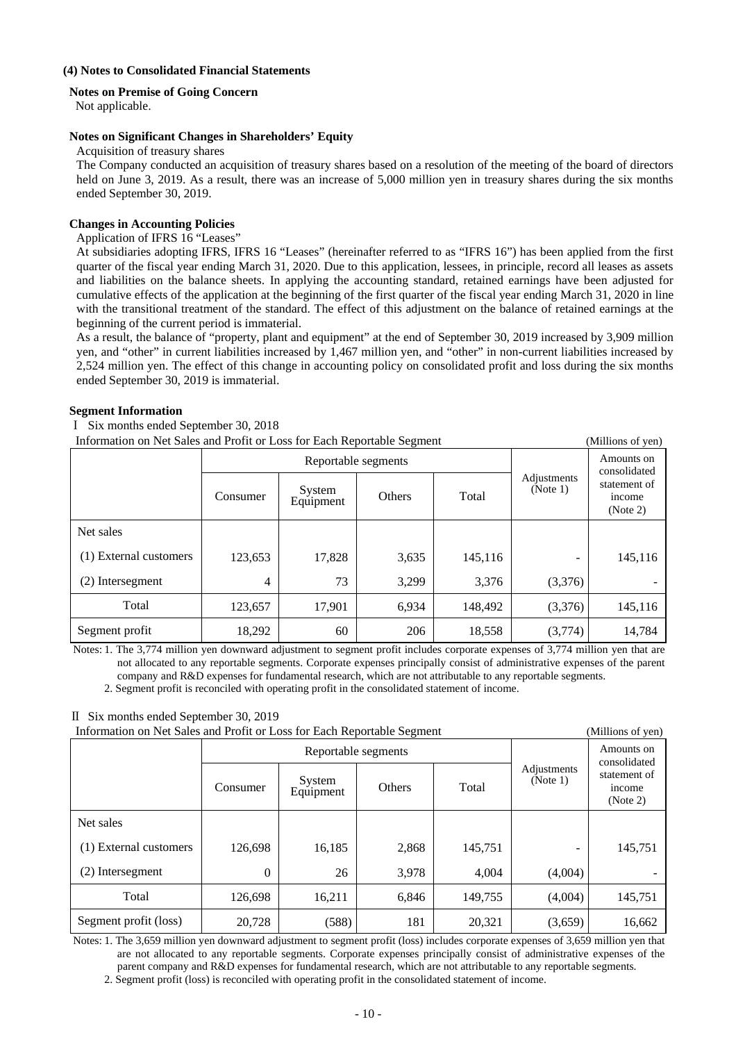### (4) Notes to Consolidated Financial Statements

**Notes on Premise of Going Concern**

Not applicable.

**Notes on Significant Changes in Shareholders' Equity**

Acquisition of treasury shares

The Company conducted an acquisition of treasury shares based on a resolution of the meeting of the board of directors held on June 3, 2019. As a result, there was an increase of 5,000 million yen in treasury shares during the six months ended September 30, 2019.

**Changes in Accounting Policies**

Application of IFRS 16 "Leases"

At subsidiaries adopting IFRS, IFRS 16 "Leases" (hereinafter referred to as "IFRS 16") has been applied from the first quarter of the fiscal year ending March 31, 2020. Due to this application, lessees, in principle, record all leases as assets and liabilities on the balance sheets. In applying the accounting standard, retained earnings have been adjusted for cumulative effects of the application at the beginning of the first quarter of the fiscal year ending March 31, 2020 in line with the transitional treatment of the standard. The effect of this adjustment on the balance of retained earnings at the beginning of the current period is immaterial.

As a result, the balance of "property, plant and equipment" at the end of September 30, 2019 increased by 3,909 million yen, and "other" in current liabilities increased by 1,467 million yen, and "other" in non-current liabilities increased by 2,524 million yen. The effect of this change in accounting policy on consolidated profit and loss during the six months ended September 30, 2019 is immaterial.

**Segment Information**

Ⅰ Six months ended September 30, 2018

Information on Net Sales and Profit or Loss for Each Reportable Segment (Millions of yen)

| | Reportable segments | | | | Adjustments (Note 1) | Amounts on consolidated statement of income (Note 2) |
|---|---|---|---|---|---|---|
| | Consumer | System Equipment | Others | Total | | |
| Net sales | | | | | | |
| (1) External customers | 123,653 | 17,828 | 3,635 | 145,116 | - | 145,116 |
| (2) Intersegment | 4 | 73 | 3,299 | 3,376 | (3,376) | - |
| Total | 123,657 | 17,901 | 6,934 | 148,492 | (3,376) | 145,116 |
| Segment profit | 18,292 | 60 | 206 | 18,558 | (3,774) | 14,784 |

Notes: 1. The 3,774 million yen downward adjustment to segment profit includes corporate expenses of 3,774 million yen that are not allocated to any reportable segments. Corporate expenses principally consist of administrative expenses of the parent company and R&D expenses for fundamental research, which are not attributable to any reportable segments.

2. Segment profit is reconciled with operating profit in the consolidated statement of income.

Ⅱ Six months ended September 30, 2019

Information on Net Sales and Profit or Loss for Each Reportable Segment (Millions of yen)

| | Reportable segments | | | | Adjustments (Note 1) | Amounts on consolidated statement of income (Note 2) |
|---|---|---|---|---|---|---|
| | Consumer | System Equipment | Others | Total | | |
| Net sales | | | | | | |
| (1) External customers | 126,698 | 16,185 | 2,868 | 145,751 | - | 145,751 |
| (2) Intersegment | 0 | 26 | 3,978 | 4,004 | (4,004) | - |
| Total | 126,698 | 16,211 | 6,846 | 149,755 | (4,004) | 145,751 |
| Segment profit (loss) | 20,728 | (588) | 181 | 20,321 | (3,659) | 16,662 |

Notes: 1. The 3,659 million yen downward adjustment to segment profit (loss) includes corporate expenses of 3,659 million yen that are not allocated to any reportable segments. Corporate expenses principally consist of administrative expenses of the parent company and R&D expenses for fundamental research, which are not attributable to any reportable segments.

2. Segment profit (loss) is reconciled with operating profit in the consolidated statement of income.